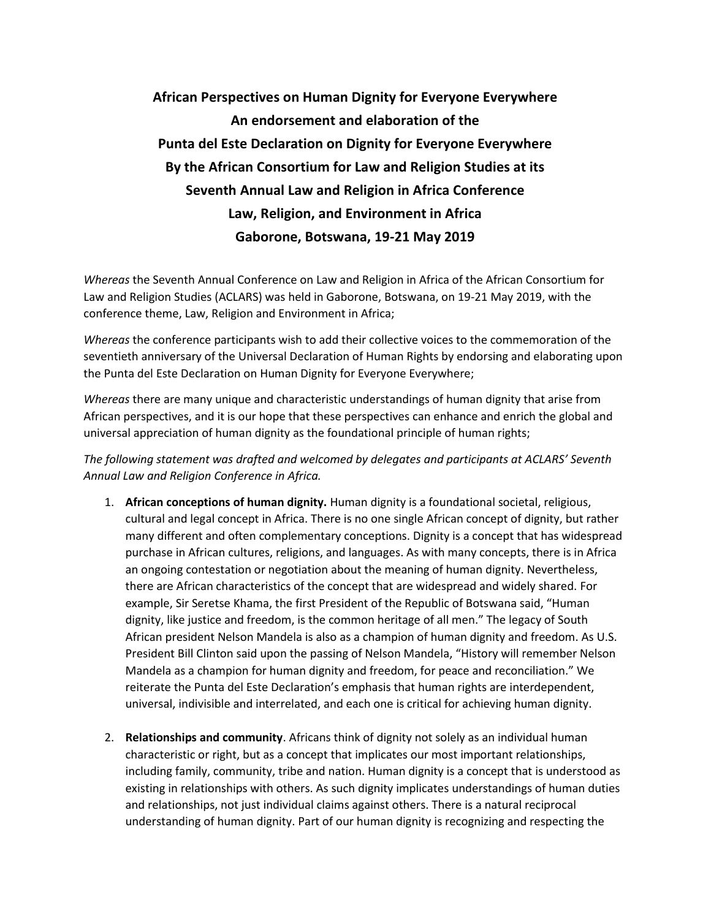# African Perspectives on Human Dignity for Everyone Everywhere
## An endorsement and elaboration of the
## Punta del Este Declaration on Dignity for Everyone Everywhere
## By the African Consortium for Law and Religion Studies at its
## Seventh Annual Law and Religion in Africa Conference
## Law, Religion, and Environment in Africa
## Gaborone, Botswana, 19-21 May 2019

*Whereas* the Seventh Annual Conference on Law and Religion in Africa of the African Consortium for Law and Religion Studies (ACLARS) was held in Gaborone, Botswana, on 19-21 May 2019, with the conference theme, Law, Religion and Environment in Africa;

*Whereas* the conference participants wish to add their collective voices to the commemoration of the seventieth anniversary of the Universal Declaration of Human Rights by endorsing and elaborating upon the Punta del Este Declaration on Human Dignity for Everyone Everywhere;

*Whereas* there are many unique and characteristic understandings of human dignity that arise from African perspectives, and it is our hope that these perspectives can enhance and enrich the global and universal appreciation of human dignity as the foundational principle of human rights;

*The following statement was drafted and welcomed by delegates and participants at ACLARS' Seventh Annual Law and Religion Conference in Africa.*

1. **African conceptions of human dignity.** Human dignity is a foundational societal, religious, cultural and legal concept in Africa. There is no one single African concept of dignity, but rather many different and often complementary conceptions. Dignity is a concept that has widespread purchase in African cultures, religions, and languages. As with many concepts, there is in Africa an ongoing contestation or negotiation about the meaning of human dignity. Nevertheless, there are African characteristics of the concept that are widespread and widely shared. For example, Sir Seretse Khama, the first President of the Republic of Botswana said, "Human dignity, like justice and freedom, is the common heritage of all men." The legacy of South African president Nelson Mandela is also as a champion of human dignity and freedom. As U.S. President Bill Clinton said upon the passing of Nelson Mandela, "History will remember Nelson Mandela as a champion for human dignity and freedom, for peace and reconciliation." We reiterate the Punta del Este Declaration's emphasis that human rights are interdependent, universal, indivisible and interrelated, and each one is critical for achieving human dignity.

2. **Relationships and community**. Africans think of dignity not solely as an individual human characteristic or right, but as a concept that implicates our most important relationships, including family, community, tribe and nation. Human dignity is a concept that is understood as existing in relationships with others. As such dignity implicates understandings of human duties and relationships, not just individual claims against others. There is a natural reciprocal understanding of human dignity. Part of our human dignity is recognizing and respecting the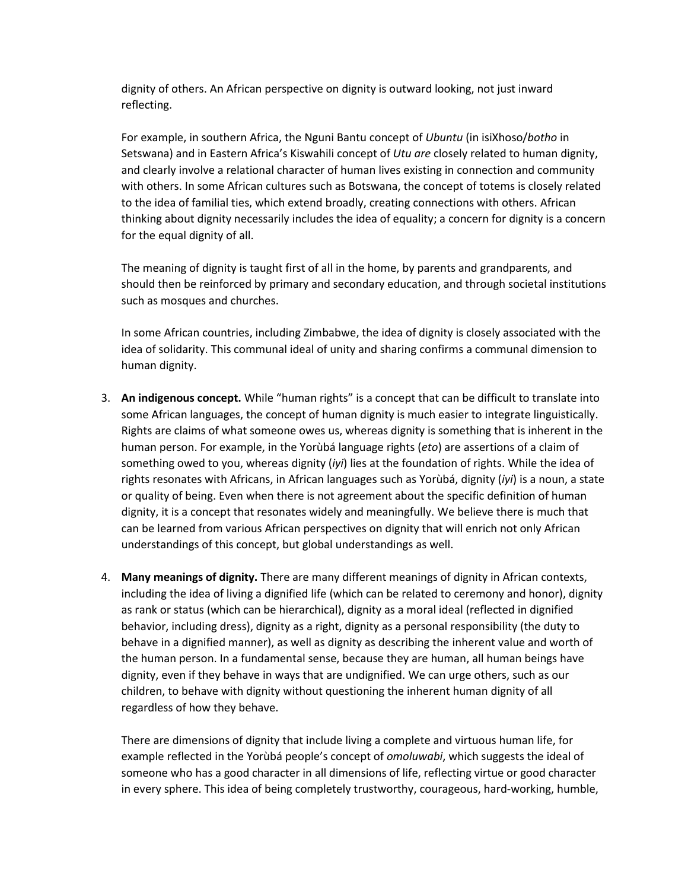dignity of others. An African perspective on dignity is outward looking, not just inward reflecting.

For example, in southern Africa, the Nguni Bantu concept of *Ubuntu* (in isiXhoso/*botho* in Setswana) and in Eastern Africa's Kiswahili concept of *Utu are* closely related to human dignity, and clearly involve a relational character of human lives existing in connection and community with others. In some African cultures such as Botswana, the concept of totems is closely related to the idea of familial ties, which extend broadly, creating connections with others. African thinking about dignity necessarily includes the idea of equality; a concern for dignity is a concern for the equal dignity of all.

The meaning of dignity is taught first of all in the home, by parents and grandparents, and should then be reinforced by primary and secondary education, and through societal institutions such as mosques and churches.

In some African countries, including Zimbabwe, the idea of dignity is closely associated with the idea of solidarity. This communal ideal of unity and sharing confirms a communal dimension to human dignity.

3. **An indigenous concept.** While "human rights" is a concept that can be difficult to translate into some African languages, the concept of human dignity is much easier to integrate linguistically. Rights are claims of what someone owes us, whereas dignity is something that is inherent in the human person. For example, in the Yorùbá language rights (*eto*) are assertions of a claim of something owed to you, whereas dignity (*iyi*) lies at the foundation of rights. While the idea of rights resonates with Africans, in African languages such as Yorùbá, dignity (*iyi*) is a noun, a state or quality of being. Even when there is not agreement about the specific definition of human dignity, it is a concept that resonates widely and meaningfully. We believe there is much that can be learned from various African perspectives on dignity that will enrich not only African understandings of this concept, but global understandings as well.

4. **Many meanings of dignity.** There are many different meanings of dignity in African contexts, including the idea of living a dignified life (which can be related to ceremony and honor), dignity as rank or status (which can be hierarchical), dignity as a moral ideal (reflected in dignified behavior, including dress), dignity as a right, dignity as a personal responsibility (the duty to behave in a dignified manner), as well as dignity as describing the inherent value and worth of the human person. In a fundamental sense, because they are human, all human beings have dignity, even if they behave in ways that are undignified. We can urge others, such as our children, to behave with dignity without questioning the inherent human dignity of all regardless of how they behave.

   There are dimensions of dignity that include living a complete and virtuous human life, for example reflected in the Yorùbá people's concept of *omoluwabi*, which suggests the ideal of someone who has a good character in all dimensions of life, reflecting virtue or good character in every sphere. This idea of being completely trustworthy, courageous, hard-working, humble,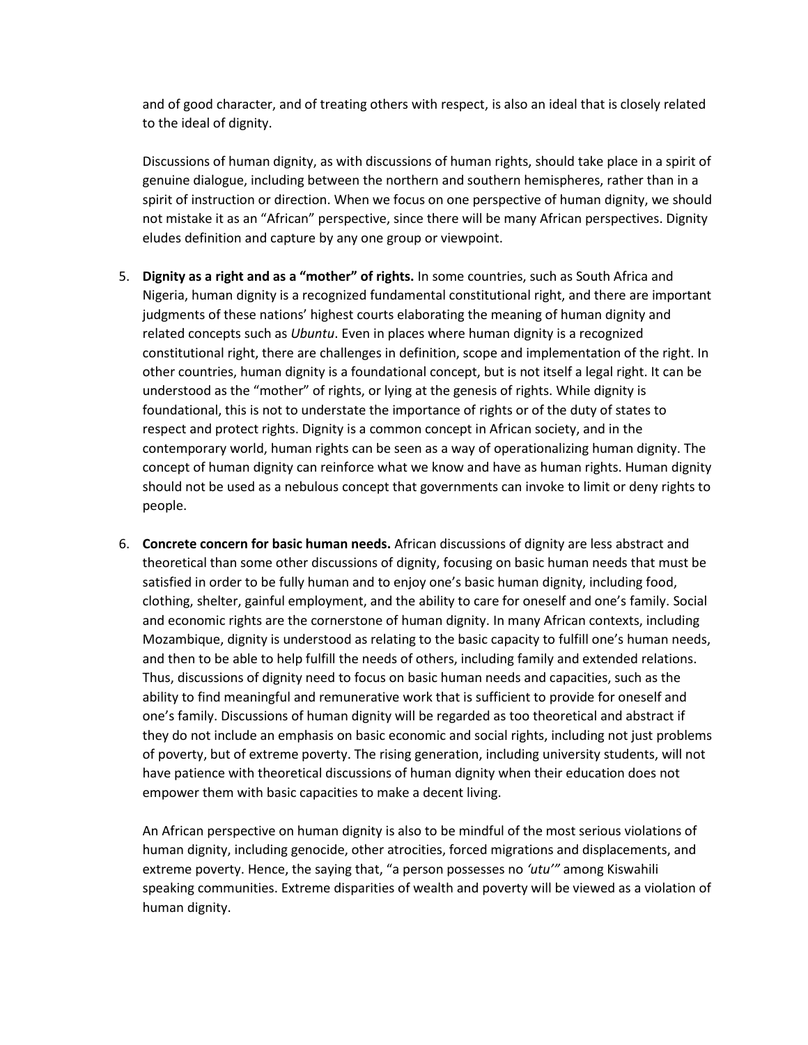and of good character, and of treating others with respect, is also an ideal that is closely related to the ideal of dignity.

Discussions of human dignity, as with discussions of human rights, should take place in a spirit of genuine dialogue, including between the northern and southern hemispheres, rather than in a spirit of instruction or direction. When we focus on one perspective of human dignity, we should not mistake it as an "African" perspective, since there will be many African perspectives. Dignity eludes definition and capture by any one group or viewpoint.

5. **Dignity as a right and as a "mother" of rights.** In some countries, such as South Africa and Nigeria, human dignity is a recognized fundamental constitutional right, and there are important judgments of these nations' highest courts elaborating the meaning of human dignity and related concepts such as *Ubuntu*. Even in places where human dignity is a recognized constitutional right, there are challenges in definition, scope and implementation of the right. In other countries, human dignity is a foundational concept, but is not itself a legal right. It can be understood as the "mother" of rights, or lying at the genesis of rights. While dignity is foundational, this is not to understate the importance of rights or of the duty of states to respect and protect rights. Dignity is a common concept in African society, and in the contemporary world, human rights can be seen as a way of operationalizing human dignity. The concept of human dignity can reinforce what we know and have as human rights. Human dignity should not be used as a nebulous concept that governments can invoke to limit or deny rights to people.

6. **Concrete concern for basic human needs.** African discussions of dignity are less abstract and theoretical than some other discussions of dignity, focusing on basic human needs that must be satisfied in order to be fully human and to enjoy one's basic human dignity, including food, clothing, shelter, gainful employment, and the ability to care for oneself and one's family. Social and economic rights are the cornerstone of human dignity. In many African contexts, including Mozambique, dignity is understood as relating to the basic capacity to fulfill one's human needs, and then to be able to help fulfill the needs of others, including family and extended relations. Thus, discussions of dignity need to focus on basic human needs and capacities, such as the ability to find meaningful and remunerative work that is sufficient to provide for oneself and one's family. Discussions of human dignity will be regarded as too theoretical and abstract if they do not include an emphasis on basic economic and social rights, including not just problems of poverty, but of extreme poverty. The rising generation, including university students, will not have patience with theoretical discussions of human dignity when their education does not empower them with basic capacities to make a decent living.

   An African perspective on human dignity is also to be mindful of the most serious violations of human dignity, including genocide, other atrocities, forced migrations and displacements, and extreme poverty. Hence, the saying that, "a person possesses no *'utu'*" among Kiswahili speaking communities. Extreme disparities of wealth and poverty will be viewed as a violation of human dignity.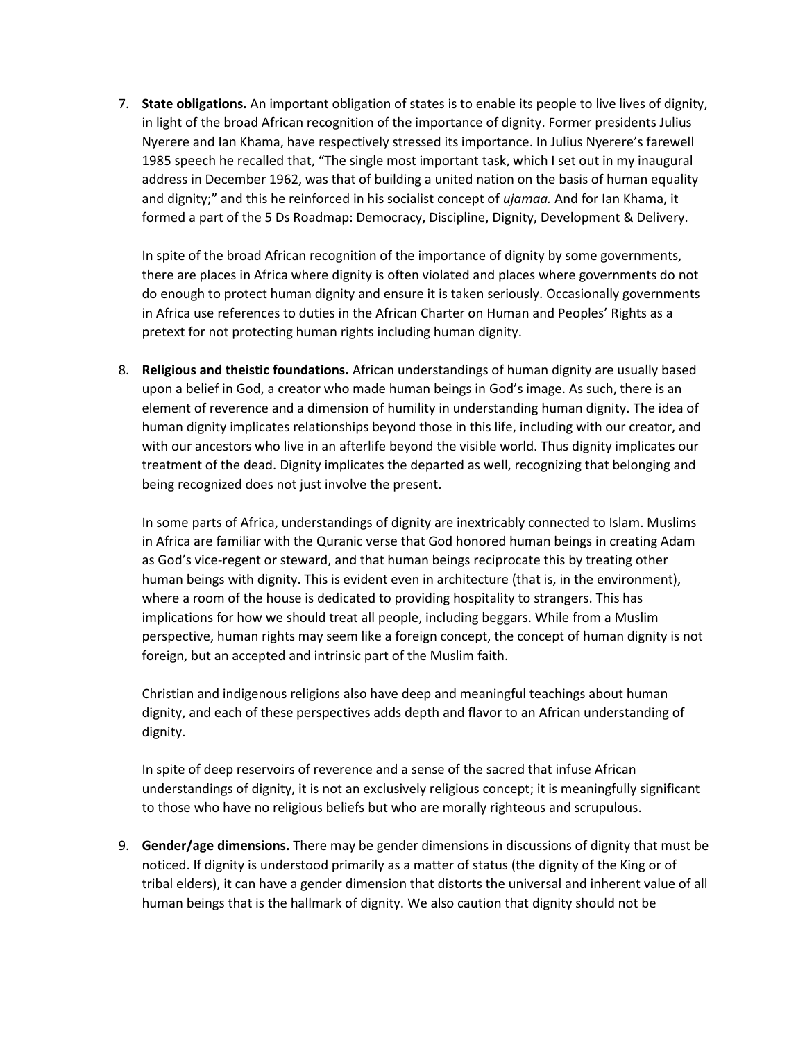7. **State obligations.** An important obligation of states is to enable its people to live lives of dignity, in light of the broad African recognition of the importance of dignity. Former presidents Julius Nyerere and Ian Khama, have respectively stressed its importance. In Julius Nyerere's farewell 1985 speech he recalled that, "The single most important task, which I set out in my inaugural address in December 1962, was that of building a united nation on the basis of human equality and dignity;" and this he reinforced in his socialist concept of *ujamaa.* And for Ian Khama, it formed a part of the 5 Ds Roadmap: Democracy, Discipline, Dignity, Development & Delivery.

   In spite of the broad African recognition of the importance of dignity by some governments, there are places in Africa where dignity is often violated and places where governments do not do enough to protect human dignity and ensure it is taken seriously. Occasionally governments in Africa use references to duties in the African Charter on Human and Peoples' Rights as a pretext for not protecting human rights including human dignity.

8. **Religious and theistic foundations.** African understandings of human dignity are usually based upon a belief in God, a creator who made human beings in God's image. As such, there is an element of reverence and a dimension of humility in understanding human dignity. The idea of human dignity implicates relationships beyond those in this life, including with our creator, and with our ancestors who live in an afterlife beyond the visible world. Thus dignity implicates our treatment of the dead. Dignity implicates the departed as well, recognizing that belonging and being recognized does not just involve the present.

   In some parts of Africa, understandings of dignity are inextricably connected to Islam. Muslims in Africa are familiar with the Quranic verse that God honored human beings in creating Adam as God's vice-regent or steward, and that human beings reciprocate this by treating other human beings with dignity. This is evident even in architecture (that is, in the environment), where a room of the house is dedicated to providing hospitality to strangers. This has implications for how we should treat all people, including beggars. While from a Muslim perspective, human rights may seem like a foreign concept, the concept of human dignity is not foreign, but an accepted and intrinsic part of the Muslim faith.

   Christian and indigenous religions also have deep and meaningful teachings about human dignity, and each of these perspectives adds depth and flavor to an African understanding of dignity.

   In spite of deep reservoirs of reverence and a sense of the sacred that infuse African understandings of dignity, it is not an exclusively religious concept; it is meaningfully significant to those who have no religious beliefs but who are morally righteous and scrupulous.

9. **Gender/age dimensions.** There may be gender dimensions in discussions of dignity that must be noticed. If dignity is understood primarily as a matter of status (the dignity of the King or of tribal elders), it can have a gender dimension that distorts the universal and inherent value of all human beings that is the hallmark of dignity. We also caution that dignity should not be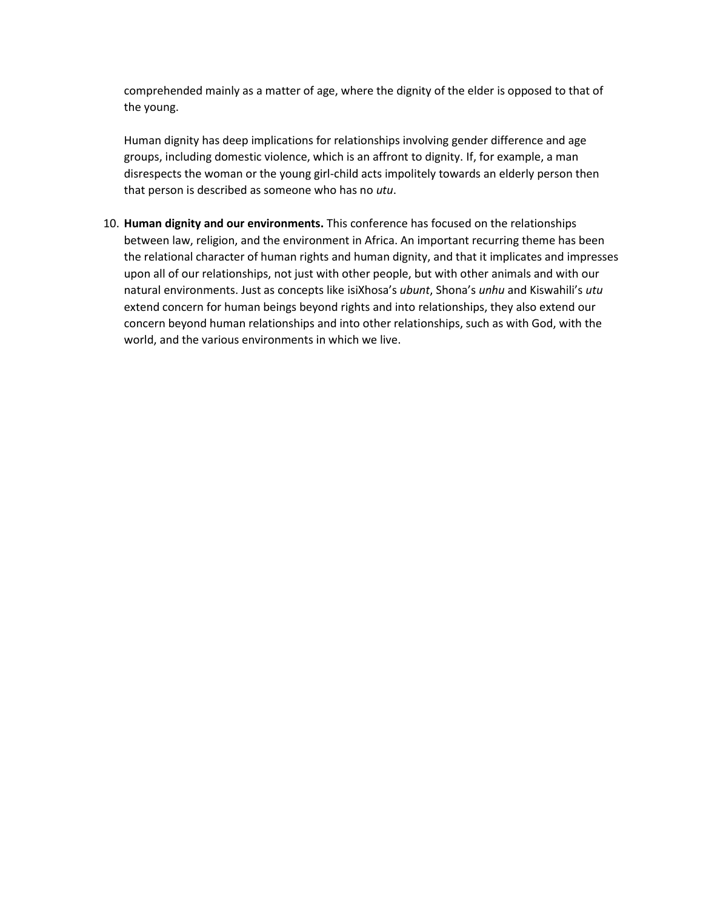comprehended mainly as a matter of age, where the dignity of the elder is opposed to that of the young.

Human dignity has deep implications for relationships involving gender difference and age groups, including domestic violence, which is an affront to dignity. If, for example, a man disrespects the woman or the young girl-child acts impolitely towards an elderly person then that person is described as someone who has no *utu*.

10. **Human dignity and our environments.** This conference has focused on the relationships between law, religion, and the environment in Africa. An important recurring theme has been the relational character of human rights and human dignity, and that it implicates and impresses upon all of our relationships, not just with other people, but with other animals and with our natural environments. Just as concepts like isiXhosa's *ubunt*, Shona's *unhu* and Kiswahili's *utu* extend concern for human beings beyond rights and into relationships, they also extend our concern beyond human relationships and into other relationships, such as with God, with the world, and the various environments in which we live.